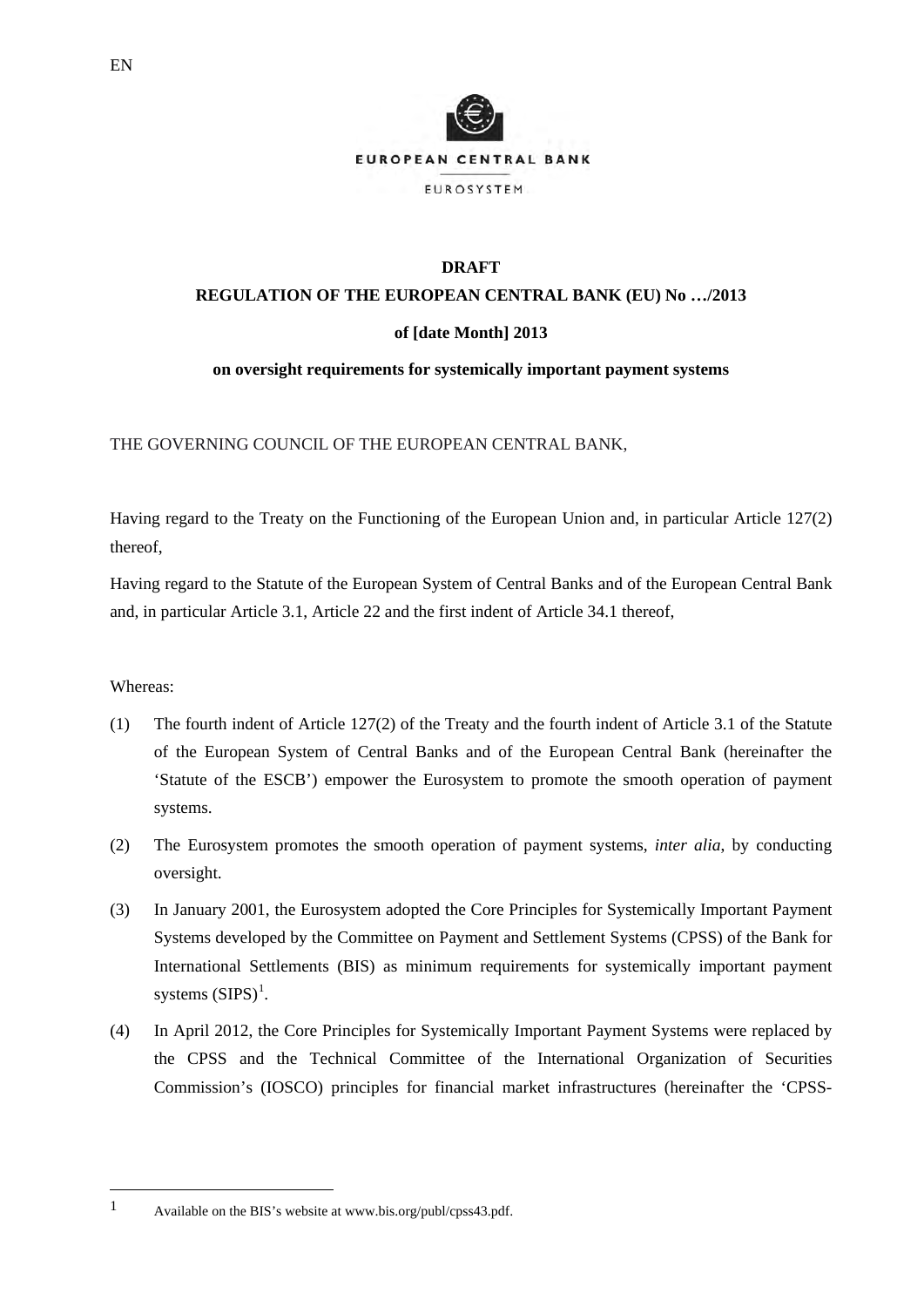EN

EUROPEAN CENTRAL BANK

EUROSYSTEM

**DRAFT**

**REGULATION OF THE EUROPEAN CENTRAL BANK (EU) No …/2013**

**of [date Month] 2013**

**on oversight requirements for systemically important payment systems**

THE GOVERNING COUNCIL OF THE EUROPEAN CENTRAL BANK,

Having regard to the Treaty on the Functioning of the European Union and, in particular Article 127(2) thereof,

Having regard to the Statute of the European System of Central Banks and of the European Central Bank and, in particular Article 3.1, Article 22 and the first indent of Article 34.1 thereof,

Whereas:

(1) The fourth indent of Article 127(2) of the Treaty and the fourth indent of Article 3.1 of the Statute of the European System of Central Banks and of the European Central Bank (hereinafter the 'Statute of the ESCB') empower the Eurosystem to promote the smooth operation of payment systems.

(2) The Eurosystem promotes the smooth operation of payment systems, *inter alia*, by conducting oversight.

(3) In January 2001, the Eurosystem adopted the Core Principles for Systemically Important Payment Systems developed by the Committee on Payment and Settlement Systems (CPSS) of the Bank for International Settlements (BIS) as minimum requirements for systemically important payment systems (SIPS)[1].

(4) In April 2012, the Core Principles for Systemically Important Payment Systems were replaced by the CPSS and the Technical Committee of the International Organization of Securities Commission's (IOSCO) principles for financial market infrastructures (hereinafter the 'CPSS-

[1] Available on the BIS's website at www.bis.org/publ/cpss43.pdf.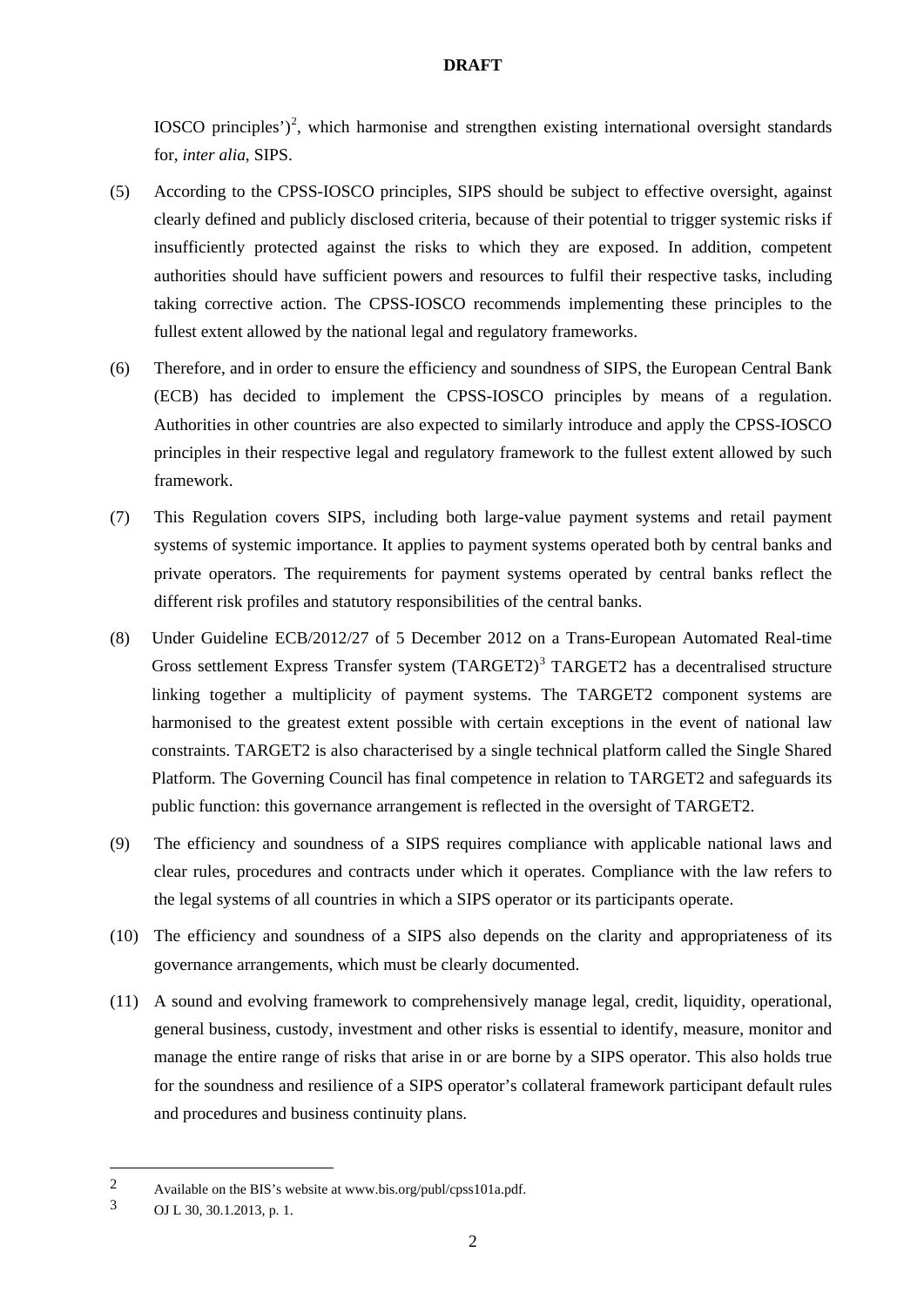IOSCO principles')[2], which harmonise and strengthen existing international oversight standards for, *inter alia*, SIPS.

(5) According to the CPSS-IOSCO principles, SIPS should be subject to effective oversight, against clearly defined and publicly disclosed criteria, because of their potential to trigger systemic risks if insufficiently protected against the risks to which they are exposed. In addition, competent authorities should have sufficient powers and resources to fulfil their respective tasks, including taking corrective action. The CPSS-IOSCO recommends implementing these principles to the fullest extent allowed by the national legal and regulatory frameworks.

(6) Therefore, and in order to ensure the efficiency and soundness of SIPS, the European Central Bank (ECB) has decided to implement the CPSS-IOSCO principles by means of a regulation. Authorities in other countries are also expected to similarly introduce and apply the CPSS-IOSCO principles in their respective legal and regulatory framework to the fullest extent allowed by such framework.

(7) This Regulation covers SIPS, including both large-value payment systems and retail payment systems of systemic importance. It applies to payment systems operated both by central banks and private operators. The requirements for payment systems operated by central banks reflect the different risk profiles and statutory responsibilities of the central banks.

(8) Under Guideline ECB/2012/27 of 5 December 2012 on a Trans-European Automated Real-time Gross settlement Express Transfer system (TARGET2)[3] TARGET2 has a decentralised structure linking together a multiplicity of payment systems. The TARGET2 component systems are harmonised to the greatest extent possible with certain exceptions in the event of national law constraints. TARGET2 is also characterised by a single technical platform called the Single Shared Platform. The Governing Council has final competence in relation to TARGET2 and safeguards its public function: this governance arrangement is reflected in the oversight of TARGET2.

(9) The efficiency and soundness of a SIPS requires compliance with applicable national laws and clear rules, procedures and contracts under which it operates. Compliance with the law refers to the legal systems of all countries in which a SIPS operator or its participants operate.

(10) The efficiency and soundness of a SIPS also depends on the clarity and appropriateness of its governance arrangements, which must be clearly documented.

(11) A sound and evolving framework to comprehensively manage legal, credit, liquidity, operational, general business, custody, investment and other risks is essential to identify, measure, monitor and manage the entire range of risks that arise in or are borne by a SIPS operator. This also holds true for the soundness and resilience of a SIPS operator's collateral framework participant default rules and procedures and business continuity plans.

---

[2] Available on the BIS's website at www.bis.org/publ/cpss101a.pdf.

[3] OJ L 30, 30.1.2013, p. 1.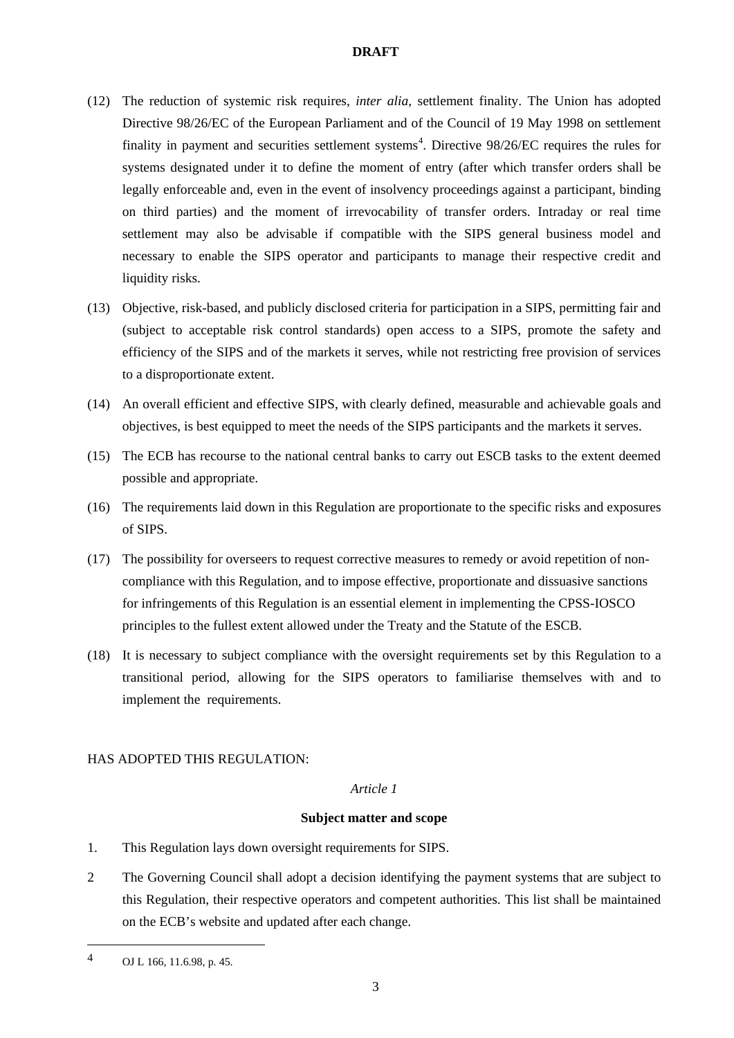DRAFT

(12) The reduction of systemic risk requires, *inter alia,* settlement finality. The Union has adopted Directive 98/26/EC of the European Parliament and of the Council of 19 May 1998 on settlement finality in payment and securities settlement systems[4]. Directive 98/26/EC requires the rules for systems designated under it to define the moment of entry (after which transfer orders shall be legally enforceable and, even in the event of insolvency proceedings against a participant, binding on third parties) and the moment of irrevocability of transfer orders. Intraday or real time settlement may also be advisable if compatible with the SIPS general business model and necessary to enable the SIPS operator and participants to manage their respective credit and liquidity risks.

(13) Objective, risk-based, and publicly disclosed criteria for participation in a SIPS, permitting fair and (subject to acceptable risk control standards) open access to a SIPS, promote the safety and efficiency of the SIPS and of the markets it serves, while not restricting free provision of services to a disproportionate extent.

(14) An overall efficient and effective SIPS, with clearly defined, measurable and achievable goals and objectives, is best equipped to meet the needs of the SIPS participants and the markets it serves.

(15) The ECB has recourse to the national central banks to carry out ESCB tasks to the extent deemed possible and appropriate.

(16) The requirements laid down in this Regulation are proportionate to the specific risks and exposures of SIPS.

(17) The possibility for overseers to request corrective measures to remedy or avoid repetition of non-compliance with this Regulation, and to impose effective, proportionate and dissuasive sanctions for infringements of this Regulation is an essential element in implementing the CPSS-IOSCO principles to the fullest extent allowed under the Treaty and the Statute of the ESCB.

(18) It is necessary to subject compliance with the oversight requirements set by this Regulation to a transitional period, allowing for the SIPS operators to familiarise themselves with and to implement the requirements.

HAS ADOPTED THIS REGULATION:

*Article 1*

**Subject matter and scope**

1. This Regulation lays down oversight requirements for SIPS.

2 The Governing Council shall adopt a decision identifying the payment systems that are subject to this Regulation, their respective operators and competent authorities. This list shall be maintained on the ECB's website and updated after each change.

[4] OJ L 166, 11.6.98, p. 45.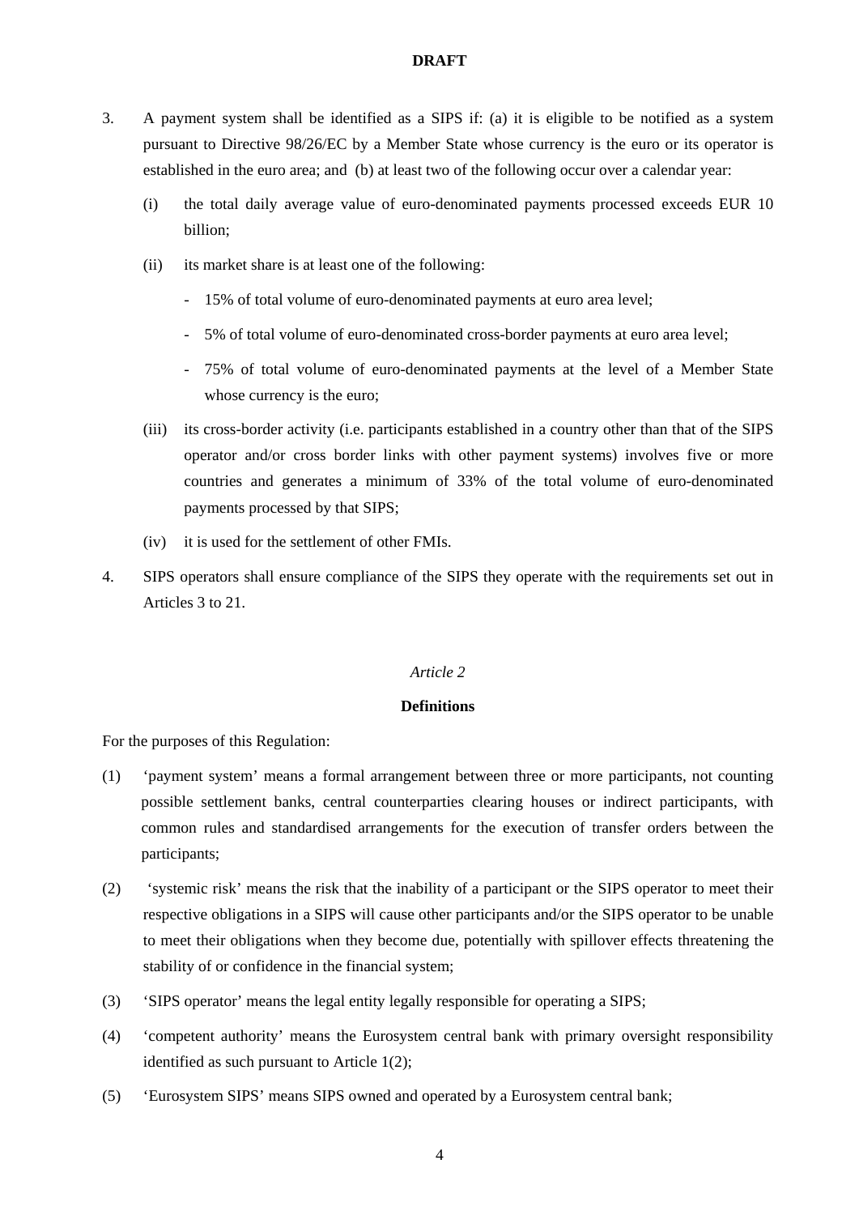**DRAFT**

3. A payment system shall be identified as a SIPS if: (a) it is eligible to be notified as a system pursuant to Directive 98/26/EC by a Member State whose currency is the euro or its operator is established in the euro area; and (b) at least two of the following occur over a calendar year:

   (i) the total daily average value of euro-denominated payments processed exceeds EUR 10 billion;

   (ii) its market share is at least one of the following:

   - 15% of total volume of euro-denominated payments at euro area level;
   - 5% of total volume of euro-denominated cross-border payments at euro area level;
   - 75% of total volume of euro-denominated payments at the level of a Member State whose currency is the euro;

   (iii) its cross-border activity (i.e. participants established in a country other than that of the SIPS operator and/or cross border links with other payment systems) involves five or more countries and generates a minimum of 33% of the total volume of euro-denominated payments processed by that SIPS;

   (iv) it is used for the settlement of other FMIs.

4. SIPS operators shall ensure compliance of the SIPS they operate with the requirements set out in Articles 3 to 21.

*Article 2*

**Definitions**

For the purposes of this Regulation:

(1) 'payment system' means a formal arrangement between three or more participants, not counting possible settlement banks, central counterparties clearing houses or indirect participants, with common rules and standardised arrangements for the execution of transfer orders between the participants;

(2) 'systemic risk' means the risk that the inability of a participant or the SIPS operator to meet their respective obligations in a SIPS will cause other participants and/or the SIPS operator to be unable to meet their obligations when they become due, potentially with spillover effects threatening the stability of or confidence in the financial system;

(3) 'SIPS operator' means the legal entity legally responsible for operating a SIPS;

(4) 'competent authority' means the Eurosystem central bank with primary oversight responsibility identified as such pursuant to Article 1(2);

(5) 'Eurosystem SIPS' means SIPS owned and operated by a Eurosystem central bank;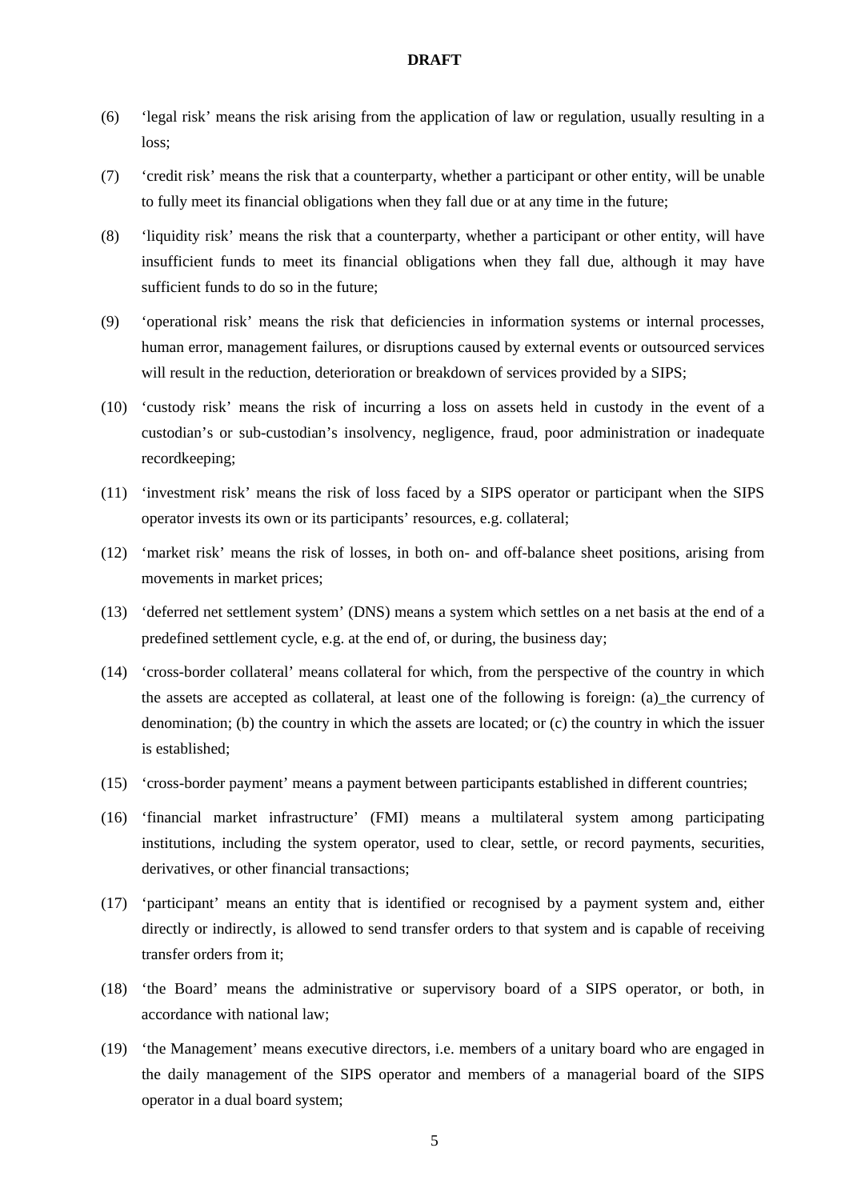**DRAFT**

(6) ‘legal risk’ means the risk arising from the application of law or regulation, usually resulting in a loss;

(7) ‘credit risk’ means the risk that a counterparty, whether a participant or other entity, will be unable to fully meet its financial obligations when they fall due or at any time in the future;

(8) ‘liquidity risk’ means the risk that a counterparty, whether a participant or other entity, will have insufficient funds to meet its financial obligations when they fall due, although it may have sufficient funds to do so in the future;

(9) ‘operational risk’ means the risk that deficiencies in information systems or internal processes, human error, management failures, or disruptions caused by external events or outsourced services will result in the reduction, deterioration or breakdown of services provided by a SIPS;

(10) ‘custody risk’ means the risk of incurring a loss on assets held in custody in the event of a custodian’s or sub-custodian’s insolvency, negligence, fraud, poor administration or inadequate recordkeeping;

(11) ‘investment risk’ means the risk of loss faced by a SIPS operator or participant when the SIPS operator invests its own or its participants’ resources, e.g. collateral;

(12) ‘market risk’ means the risk of losses, in both on- and off-balance sheet positions, arising from movements in market prices;

(13) ‘deferred net settlement system’ (DNS) means a system which settles on a net basis at the end of a predefined settlement cycle, e.g. at the end of, or during, the business day;

(14) ‘cross-border collateral’ means collateral for which, from the perspective of the country in which the assets are accepted as collateral, at least one of the following is foreign: (a)_the currency of denomination; (b) the country in which the assets are located; or (c) the country in which the issuer is established;

(15) ‘cross-border payment’ means a payment between participants established in different countries;

(16) ‘financial market infrastructure’ (FMI) means a multilateral system among participating institutions, including the system operator, used to clear, settle, or record payments, securities, derivatives, or other financial transactions;

(17) ‘participant’ means an entity that is identified or recognised by a payment system and, either directly or indirectly, is allowed to send transfer orders to that system and is capable of receiving transfer orders from it;

(18) ‘the Board’ means the administrative or supervisory board of a SIPS operator, or both, in accordance with national law;

(19) ‘the Management’ means executive directors, i.e. members of a unitary board who are engaged in the daily management of the SIPS operator and members of a managerial board of the SIPS operator in a dual board system;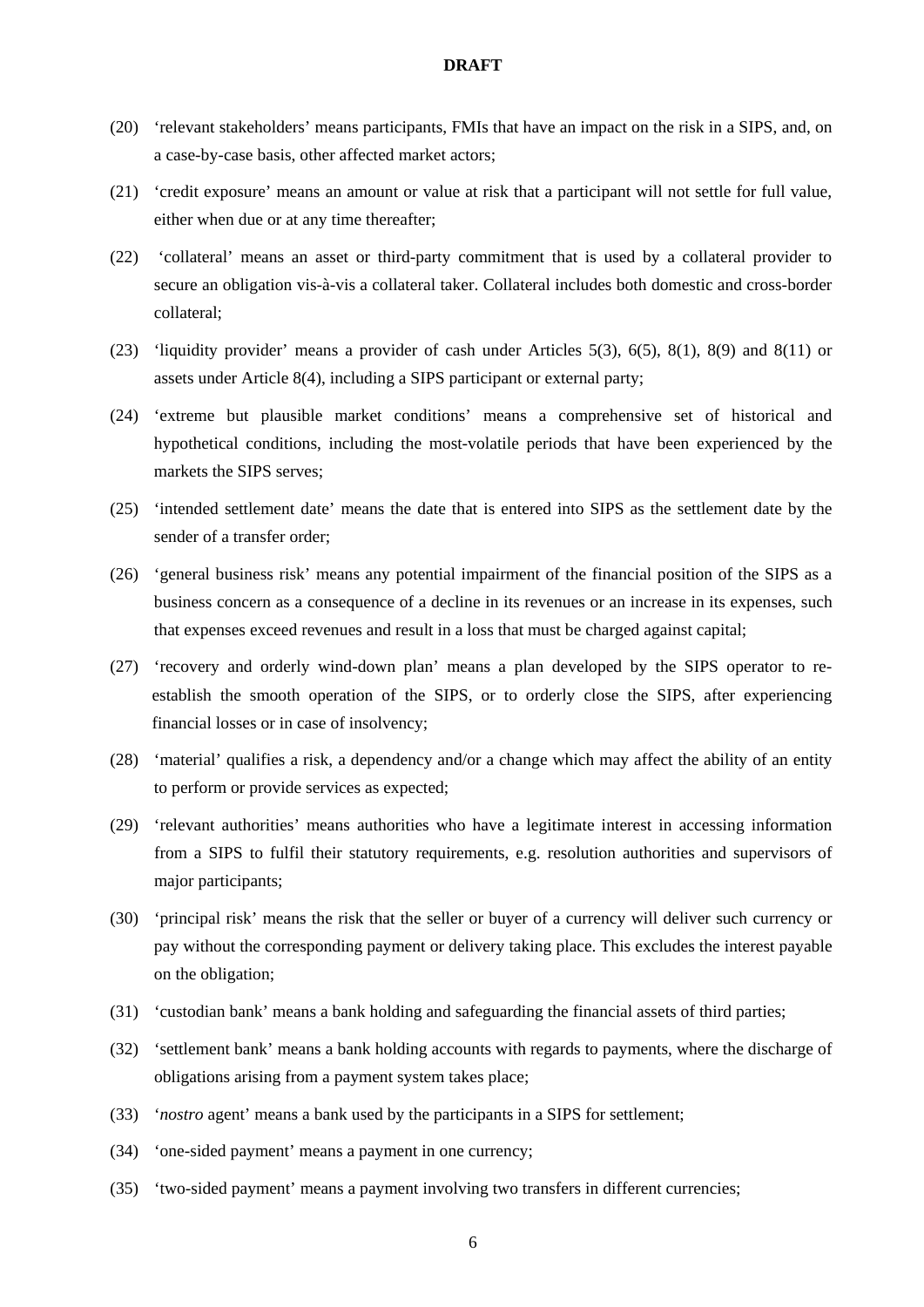(20) ‘relevant stakeholders’ means participants, FMIs that have an impact on the risk in a SIPS, and, on a case-by-case basis, other affected market actors;

(21) ‘credit exposure’ means an amount or value at risk that a participant will not settle for full value, either when due or at any time thereafter;

(22) ‘collateral’ means an asset or third-party commitment that is used by a collateral provider to secure an obligation vis-à-vis a collateral taker. Collateral includes both domestic and cross-border collateral;

(23) ‘liquidity provider’ means a provider of cash under Articles 5(3), 6(5), 8(1), 8(9) and 8(11) or assets under Article 8(4), including a SIPS participant or external party;

(24) ‘extreme but plausible market conditions’ means a comprehensive set of historical and hypothetical conditions, including the most-volatile periods that have been experienced by the markets the SIPS serves;

(25) ‘intended settlement date’ means the date that is entered into SIPS as the settlement date by the sender of a transfer order;

(26) ‘general business risk’ means any potential impairment of the financial position of the SIPS as a business concern as a consequence of a decline in its revenues or an increase in its expenses, such that expenses exceed revenues and result in a loss that must be charged against capital;

(27) ‘recovery and orderly wind-down plan’ means a plan developed by the SIPS operator to re-establish the smooth operation of the SIPS, or to orderly close the SIPS, after experiencing financial losses or in case of insolvency;

(28) ‘material’ qualifies a risk, a dependency and/or a change which may affect the ability of an entity to perform or provide services as expected;

(29) ‘relevant authorities’ means authorities who have a legitimate interest in accessing information from a SIPS to fulfil their statutory requirements, e.g. resolution authorities and supervisors of major participants;

(30) ‘principal risk’ means the risk that the seller or buyer of a currency will deliver such currency or pay without the corresponding payment or delivery taking place. This excludes the interest payable on the obligation;

(31) ‘custodian bank’ means a bank holding and safeguarding the financial assets of third parties;

(32) ‘settlement bank’ means a bank holding accounts with regards to payments, where the discharge of obligations arising from a payment system takes place;

(33) ‘*nostro* agent’ means a bank used by the participants in a SIPS for settlement;

(34) ‘one-sided payment’ means a payment in one currency;

(35) ‘two-sided payment’ means a payment involving two transfers in different currencies;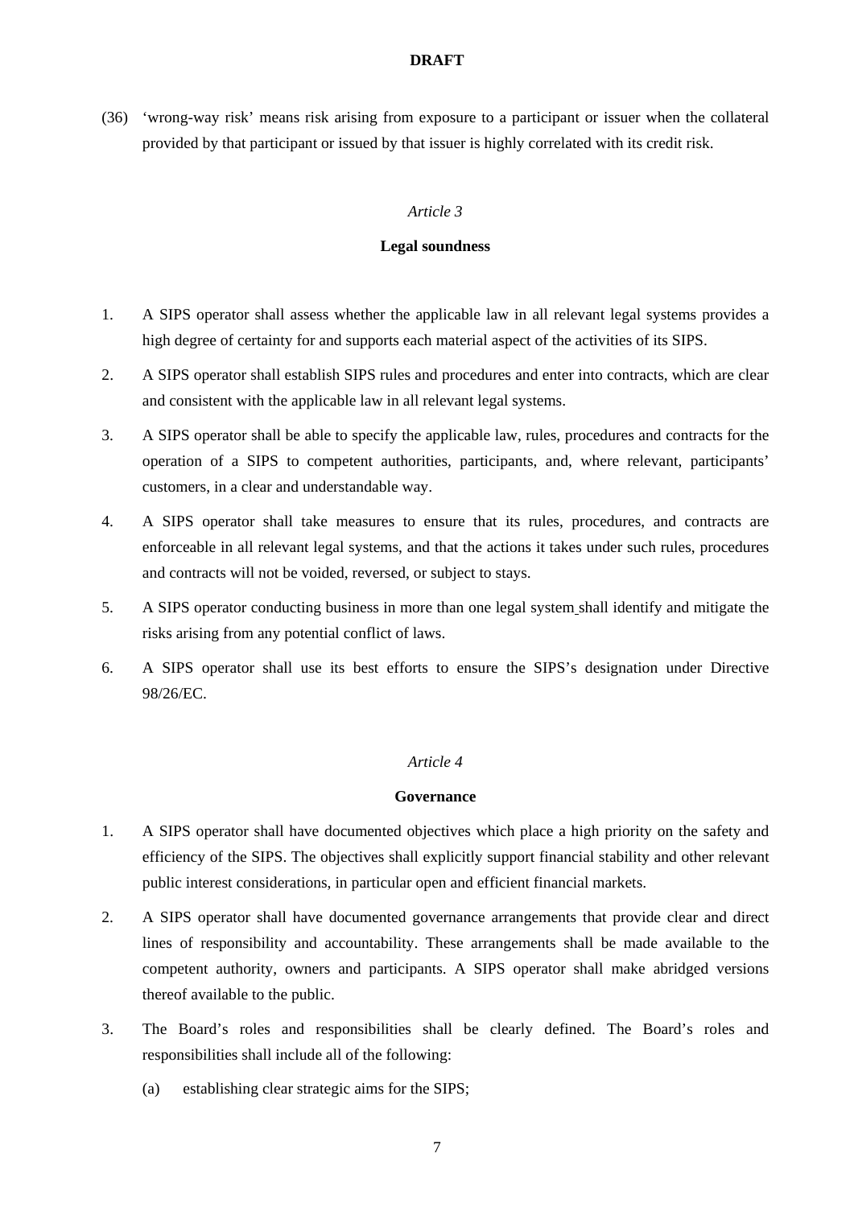DRAFT

(36) 'wrong-way risk' means risk arising from exposure to a participant or issuer when the collateral provided by that participant or issued by that issuer is highly correlated with its credit risk.

*Article 3*

**Legal soundness**

1. A SIPS operator shall assess whether the applicable law in all relevant legal systems provides a high degree of certainty for and supports each material aspect of the activities of its SIPS.
2. A SIPS operator shall establish SIPS rules and procedures and enter into contracts, which are clear and consistent with the applicable law in all relevant legal systems.
3. A SIPS operator shall be able to specify the applicable law, rules, procedures and contracts for the operation of a SIPS to competent authorities, participants, and, where relevant, participants' customers, in a clear and understandable way.
4. A SIPS operator shall take measures to ensure that its rules, procedures, and contracts are enforceable in all relevant legal systems, and that the actions it takes under such rules, procedures and contracts will not be voided, reversed, or subject to stays.
5. A SIPS operator conducting business in more than one legal system shall identify and mitigate the risks arising from any potential conflict of laws.
6. A SIPS operator shall use its best efforts to ensure the SIPS's designation under Directive 98/26/EC.

*Article 4*

**Governance**

1. A SIPS operator shall have documented objectives which place a high priority on the safety and efficiency of the SIPS. The objectives shall explicitly support financial stability and other relevant public interest considerations, in particular open and efficient financial markets.
2. A SIPS operator shall have documented governance arrangements that provide clear and direct lines of responsibility and accountability. These arrangements shall be made available to the competent authority, owners and participants. A SIPS operator shall make abridged versions thereof available to the public.
3. The Board's roles and responsibilities shall be clearly defined. The Board's roles and responsibilities shall include all of the following:
   (a) establishing clear strategic aims for the SIPS;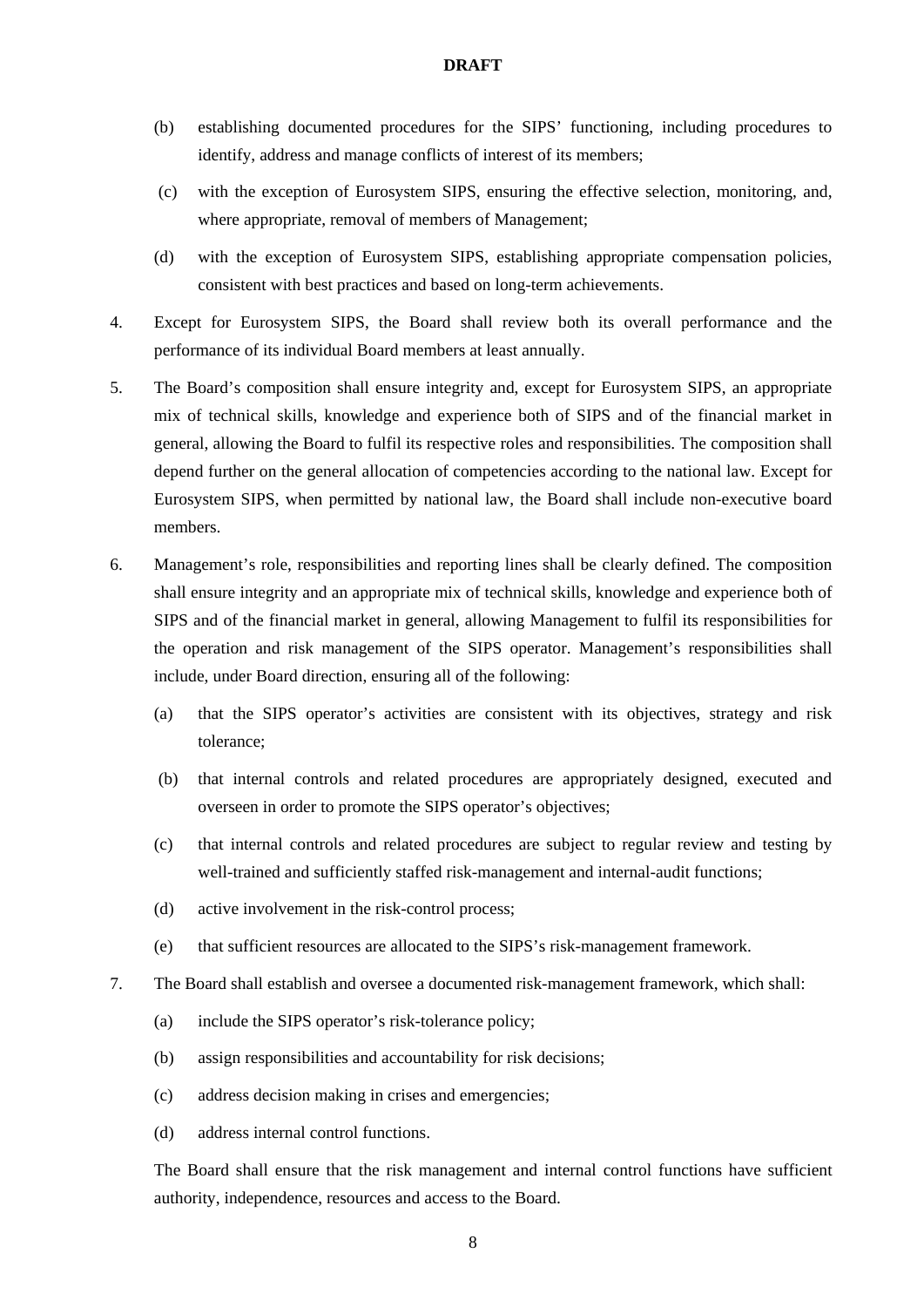(b) establishing documented procedures for the SIPS' functioning, including procedures to identify, address and manage conflicts of interest of its members;

(c) with the exception of Eurosystem SIPS, ensuring the effective selection, monitoring, and, where appropriate, removal of members of Management;

(d) with the exception of Eurosystem SIPS, establishing appropriate compensation policies, consistent with best practices and based on long-term achievements.

4. Except for Eurosystem SIPS, the Board shall review both its overall performance and the performance of its individual Board members at least annually.

5. The Board's composition shall ensure integrity and, except for Eurosystem SIPS, an appropriate mix of technical skills, knowledge and experience both of SIPS and of the financial market in general, allowing the Board to fulfil its respective roles and responsibilities. The composition shall depend further on the general allocation of competencies according to the national law. Except for Eurosystem SIPS, when permitted by national law, the Board shall include non-executive board members.

6. Management's role, responsibilities and reporting lines shall be clearly defined. The composition shall ensure integrity and an appropriate mix of technical skills, knowledge and experience both of SIPS and of the financial market in general, allowing Management to fulfil its responsibilities for the operation and risk management of the SIPS operator. Management's responsibilities shall include, under Board direction, ensuring all of the following:

   (a) that the SIPS operator's activities are consistent with its objectives, strategy and risk tolerance;

   (b) that internal controls and related procedures are appropriately designed, executed and overseen in order to promote the SIPS operator's objectives;

   (c) that internal controls and related procedures are subject to regular review and testing by well-trained and sufficiently staffed risk-management and internal-audit functions;

   (d) active involvement in the risk-control process;

   (e) that sufficient resources are allocated to the SIPS's risk-management framework.

7. The Board shall establish and oversee a documented risk-management framework, which shall:

   (a) include the SIPS operator's risk-tolerance policy;

   (b) assign responsibilities and accountability for risk decisions;

   (c) address decision making in crises and emergencies;

   (d) address internal control functions.

   The Board shall ensure that the risk management and internal control functions have sufficient authority, independence, resources and access to the Board.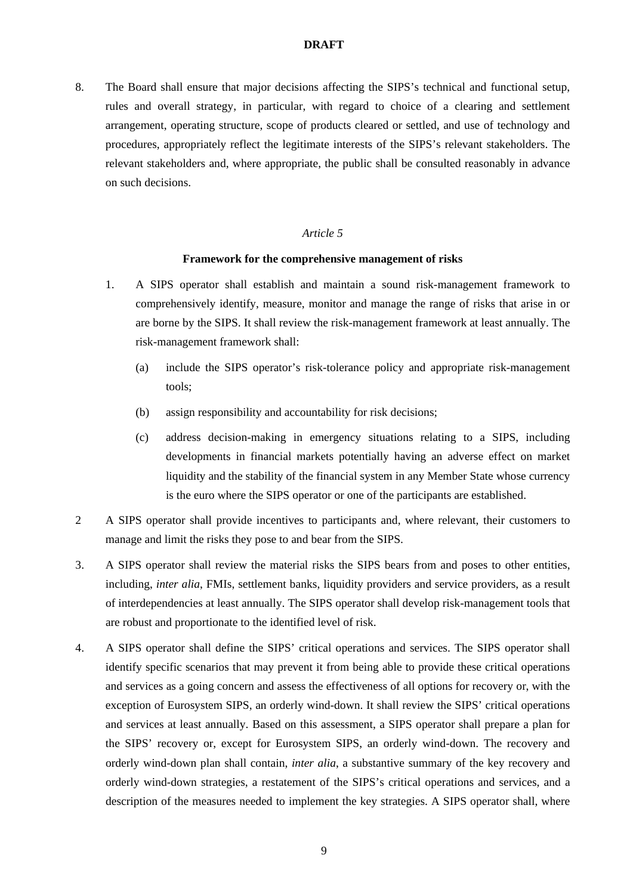8. The Board shall ensure that major decisions affecting the SIPS's technical and functional setup, rules and overall strategy, in particular, with regard to choice of a clearing and settlement arrangement, operating structure, scope of products cleared or settled, and use of technology and procedures, appropriately reflect the legitimate interests of the SIPS's relevant stakeholders. The relevant stakeholders and, where appropriate, the public shall be consulted reasonably in advance on such decisions.

*Article 5*

**Framework for the comprehensive management of risks**

1. A SIPS operator shall establish and maintain a sound risk-management framework to comprehensively identify, measure, monitor and manage the range of risks that arise in or are borne by the SIPS. It shall review the risk-management framework at least annually. The risk-management framework shall:

   (a) include the SIPS operator's risk-tolerance policy and appropriate risk-management tools;

   (b) assign responsibility and accountability for risk decisions;

   (c) address decision-making in emergency situations relating to a SIPS, including developments in financial markets potentially having an adverse effect on market liquidity and the stability of the financial system in any Member State whose currency is the euro where the SIPS operator or one of the participants are established.

2 A SIPS operator shall provide incentives to participants and, where relevant, their customers to manage and limit the risks they pose to and bear from the SIPS.

3. A SIPS operator shall review the material risks the SIPS bears from and poses to other entities, including, *inter alia*, FMIs, settlement banks, liquidity providers and service providers, as a result of interdependencies at least annually. The SIPS operator shall develop risk-management tools that are robust and proportionate to the identified level of risk.

4. A SIPS operator shall define the SIPS' critical operations and services. The SIPS operator shall identify specific scenarios that may prevent it from being able to provide these critical operations and services as a going concern and assess the effectiveness of all options for recovery or, with the exception of Eurosystem SIPS, an orderly wind-down. It shall review the SIPS' critical operations and services at least annually. Based on this assessment, a SIPS operator shall prepare a plan for the SIPS' recovery or, except for Eurosystem SIPS, an orderly wind-down. The recovery and orderly wind-down plan shall contain, *inter alia*, a substantive summary of the key recovery and orderly wind-down strategies, a restatement of the SIPS's critical operations and services, and a description of the measures needed to implement the key strategies. A SIPS operator shall, where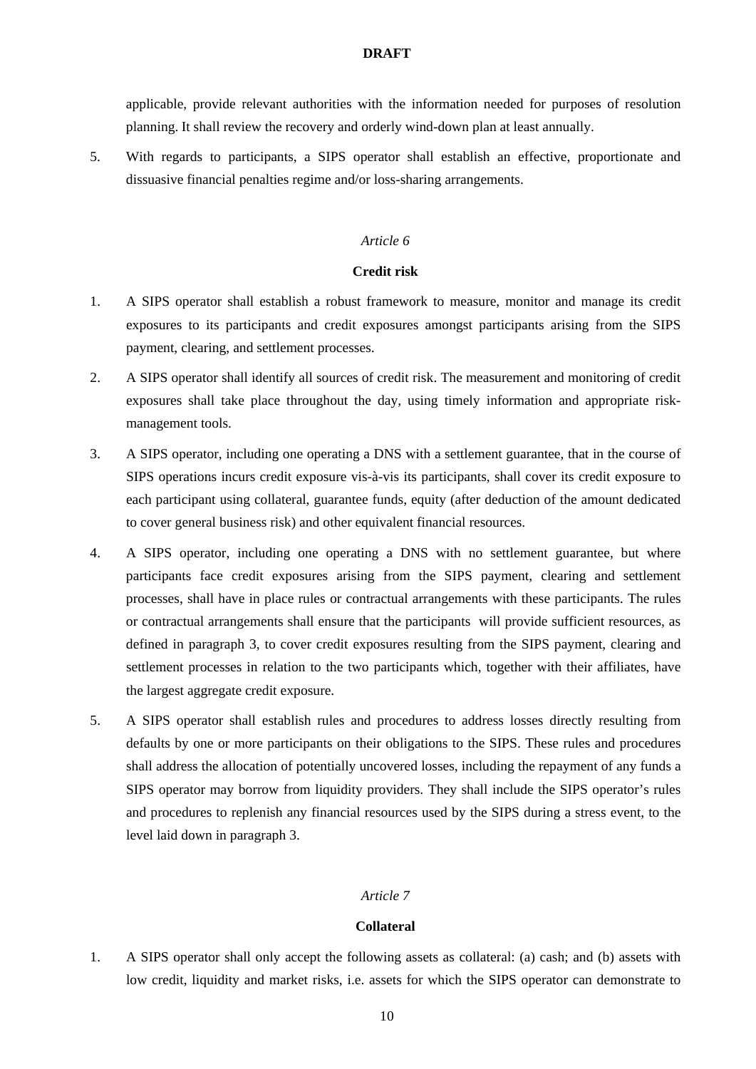applicable, provide relevant authorities with the information needed for purposes of resolution planning. It shall review the recovery and orderly wind-down plan at least annually.

5. With regards to participants, a SIPS operator shall establish an effective, proportionate and dissuasive financial penalties regime and/or loss-sharing arrangements.

*Article 6*

**Credit risk**

1. A SIPS operator shall establish a robust framework to measure, monitor and manage its credit exposures to its participants and credit exposures amongst participants arising from the SIPS payment, clearing, and settlement processes.

2. A SIPS operator shall identify all sources of credit risk. The measurement and monitoring of credit exposures shall take place throughout the day, using timely information and appropriate risk-management tools.

3. A SIPS operator, including one operating a DNS with a settlement guarantee, that in the course of SIPS operations incurs credit exposure vis-à-vis its participants, shall cover its credit exposure to each participant using collateral, guarantee funds, equity (after deduction of the amount dedicated to cover general business risk) and other equivalent financial resources.

4. A SIPS operator, including one operating a DNS with no settlement guarantee, but where participants face credit exposures arising from the SIPS payment, clearing and settlement processes, shall have in place rules or contractual arrangements with these participants. The rules or contractual arrangements shall ensure that the participants will provide sufficient resources, as defined in paragraph 3, to cover credit exposures resulting from the SIPS payment, clearing and settlement processes in relation to the two participants which, together with their affiliates, have the largest aggregate credit exposure.

5. A SIPS operator shall establish rules and procedures to address losses directly resulting from defaults by one or more participants on their obligations to the SIPS. These rules and procedures shall address the allocation of potentially uncovered losses, including the repayment of any funds a SIPS operator may borrow from liquidity providers. They shall include the SIPS operator's rules and procedures to replenish any financial resources used by the SIPS during a stress event, to the level laid down in paragraph 3.

*Article 7*

**Collateral**

1. A SIPS operator shall only accept the following assets as collateral: (a) cash; and (b) assets with low credit, liquidity and market risks, i.e. assets for which the SIPS operator can demonstrate to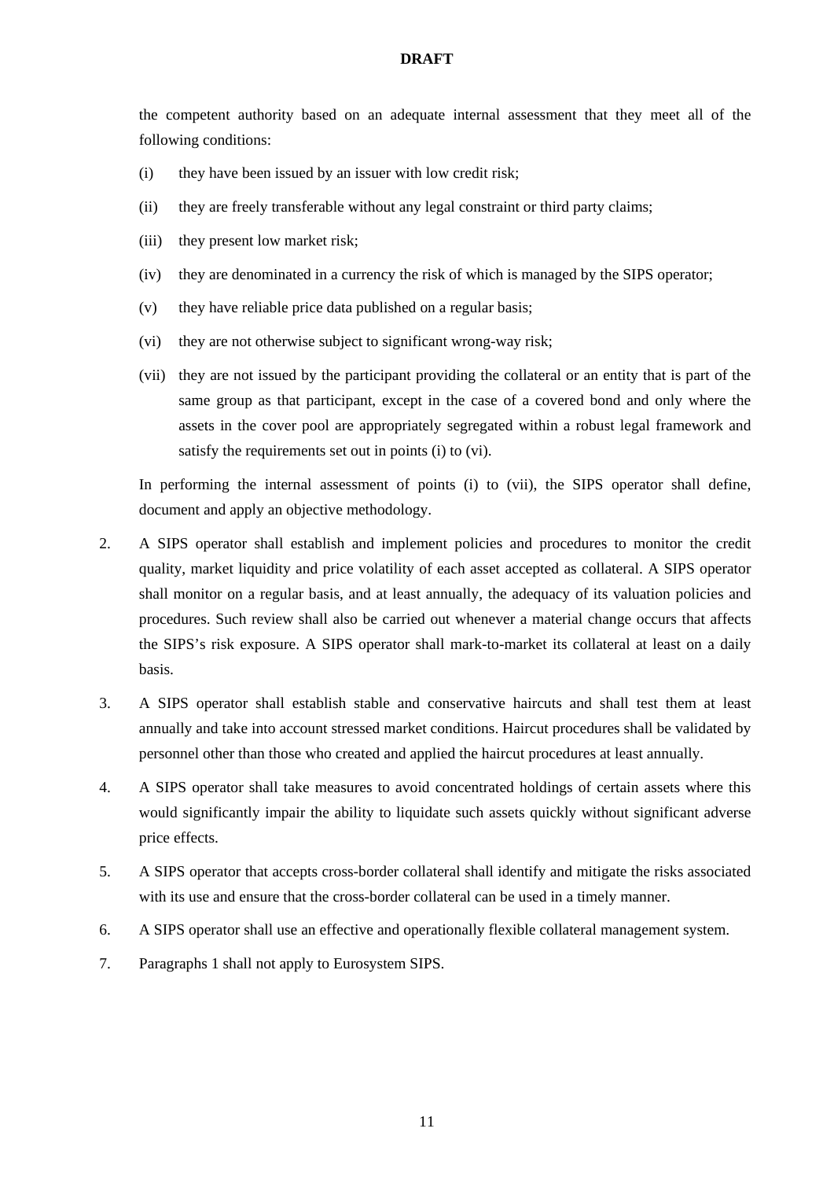the competent authority based on an adequate internal assessment that they meet all of the following conditions:

(i) they have been issued by an issuer with low credit risk;

(ii) they are freely transferable without any legal constraint or third party claims;

(iii) they present low market risk;

(iv) they are denominated in a currency the risk of which is managed by the SIPS operator;

(v) they have reliable price data published on a regular basis;

(vi) they are not otherwise subject to significant wrong-way risk;

(vii) they are not issued by the participant providing the collateral or an entity that is part of the same group as that participant, except in the case of a covered bond and only where the assets in the cover pool are appropriately segregated within a robust legal framework and satisfy the requirements set out in points (i) to (vi).

In performing the internal assessment of points (i) to (vii), the SIPS operator shall define, document and apply an objective methodology.

2. A SIPS operator shall establish and implement policies and procedures to monitor the credit quality, market liquidity and price volatility of each asset accepted as collateral. A SIPS operator shall monitor on a regular basis, and at least annually, the adequacy of its valuation policies and procedures. Such review shall also be carried out whenever a material change occurs that affects the SIPS's risk exposure. A SIPS operator shall mark-to-market its collateral at least on a daily basis.

3. A SIPS operator shall establish stable and conservative haircuts and shall test them at least annually and take into account stressed market conditions. Haircut procedures shall be validated by personnel other than those who created and applied the haircut procedures at least annually.

4. A SIPS operator shall take measures to avoid concentrated holdings of certain assets where this would significantly impair the ability to liquidate such assets quickly without significant adverse price effects.

5. A SIPS operator that accepts cross-border collateral shall identify and mitigate the risks associated with its use and ensure that the cross-border collateral can be used in a timely manner.

6. A SIPS operator shall use an effective and operationally flexible collateral management system.

7. Paragraphs 1 shall not apply to Eurosystem SIPS.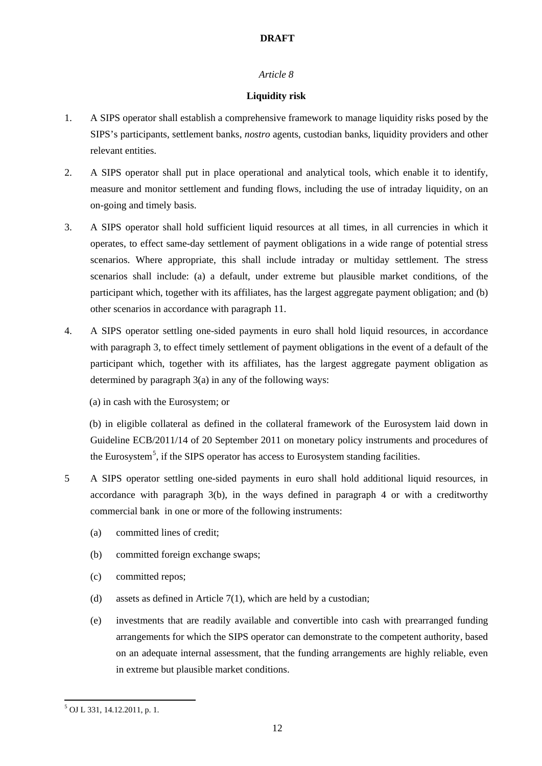DRAFT

*Article 8*

**Liquidity risk**

1. A SIPS operator shall establish a comprehensive framework to manage liquidity risks posed by the SIPS's participants, settlement banks, *nostro* agents, custodian banks, liquidity providers and other relevant entities.

2. A SIPS operator shall put in place operational and analytical tools, which enable it to identify, measure and monitor settlement and funding flows, including the use of intraday liquidity, on an on-going and timely basis.

3. A SIPS operator shall hold sufficient liquid resources at all times, in all currencies in which it operates, to effect same-day settlement of payment obligations in a wide range of potential stress scenarios. Where appropriate, this shall include intraday or multiday settlement. The stress scenarios shall include: (a) a default, under extreme but plausible market conditions, of the participant which, together with its affiliates, has the largest aggregate payment obligation; and (b) other scenarios in accordance with paragraph 11.

4. A SIPS operator settling one-sided payments in euro shall hold liquid resources, in accordance with paragraph 3, to effect timely settlement of payment obligations in the event of a default of the participant which, together with its affiliates, has the largest aggregate payment obligation as determined by paragraph 3(a) in any of the following ways:

   (a) in cash with the Eurosystem; or

   (b) in eligible collateral as defined in the collateral framework of the Eurosystem laid down in Guideline ECB/2011/14 of 20 September 2011 on monetary policy instruments and procedures of the Eurosystem[5], if the SIPS operator has access to Eurosystem standing facilities.

5 A SIPS operator settling one-sided payments in euro shall hold additional liquid resources, in accordance with paragraph 3(b), in the ways defined in paragraph 4 or with a creditworthy commercial bank in one or more of the following instruments:

   (a) committed lines of credit;

   (b) committed foreign exchange swaps;

   (c) committed repos;

   (d) assets as defined in Article 7(1), which are held by a custodian;

   (e) investments that are readily available and convertible into cash with prearranged funding arrangements for which the SIPS operator can demonstrate to the competent authority, based on an adequate internal assessment, that the funding arrangements are highly reliable, even in extreme but plausible market conditions.

[5] OJ L 331, 14.12.2011, p. 1.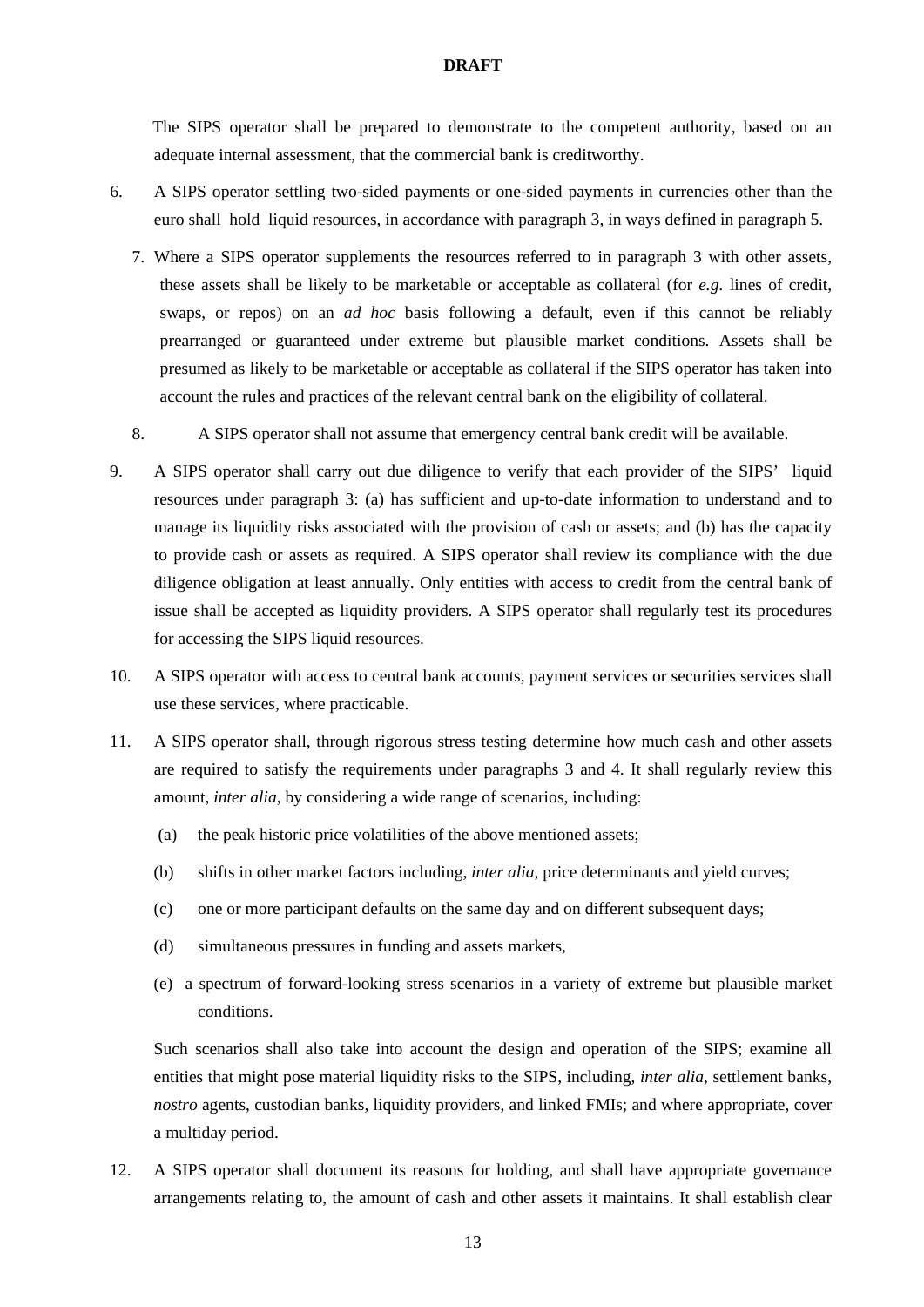The SIPS operator shall be prepared to demonstrate to the competent authority, based on an adequate internal assessment, that the commercial bank is creditworthy.

6. A SIPS operator settling two-sided payments or one-sided payments in currencies other than the euro shall hold liquid resources, in accordance with paragraph 3, in ways defined in paragraph 5.

7. Where a SIPS operator supplements the resources referred to in paragraph 3 with other assets, these assets shall be likely to be marketable or acceptable as collateral (for *e.g.* lines of credit, swaps, or repos) on an *ad hoc* basis following a default, even if this cannot be reliably prearranged or guaranteed under extreme but plausible market conditions. Assets shall be presumed as likely to be marketable or acceptable as collateral if the SIPS operator has taken into account the rules and practices of the relevant central bank on the eligibility of collateral.

8. A SIPS operator shall not assume that emergency central bank credit will be available.

9. A SIPS operator shall carry out due diligence to verify that each provider of the SIPS' liquid resources under paragraph 3: (a) has sufficient and up-to-date information to understand and to manage its liquidity risks associated with the provision of cash or assets; and (b) has the capacity to provide cash or assets as required. A SIPS operator shall review its compliance with the due diligence obligation at least annually. Only entities with access to credit from the central bank of issue shall be accepted as liquidity providers. A SIPS operator shall regularly test its procedures for accessing the SIPS liquid resources.

10. A SIPS operator with access to central bank accounts, payment services or securities services shall use these services, where practicable.

11. A SIPS operator shall, through rigorous stress testing determine how much cash and other assets are required to satisfy the requirements under paragraphs 3 and 4. It shall regularly review this amount, *inter alia*, by considering a wide range of scenarios, including:

    (a) the peak historic price volatilities of the above mentioned assets;

    (b) shifts in other market factors including, *inter alia*, price determinants and yield curves;

    (c) one or more participant defaults on the same day and on different subsequent days;

    (d) simultaneous pressures in funding and assets markets,

    (e) a spectrum of forward-looking stress scenarios in a variety of extreme but plausible market conditions.

    Such scenarios shall also take into account the design and operation of the SIPS; examine all entities that might pose material liquidity risks to the SIPS, including, *inter alia*, settlement banks, *nostro* agents, custodian banks, liquidity providers, and linked FMIs; and where appropriate, cover a multiday period.

12. A SIPS operator shall document its reasons for holding, and shall have appropriate governance arrangements relating to, the amount of cash and other assets it maintains. It shall establish clear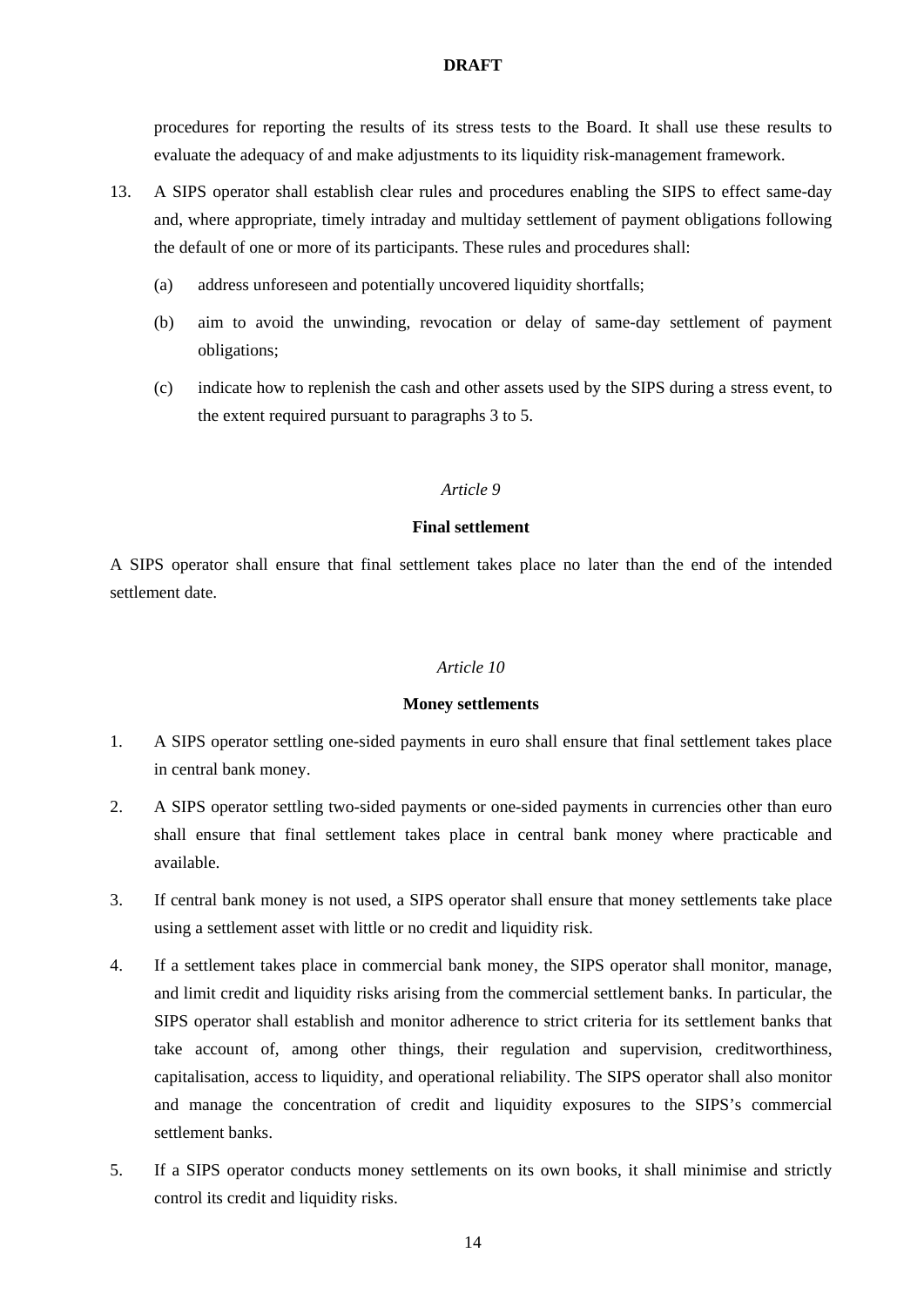procedures for reporting the results of its stress tests to the Board. It shall use these results to evaluate the adequacy of and make adjustments to its liquidity risk-management framework.

13. A SIPS operator shall establish clear rules and procedures enabling the SIPS to effect same-day and, where appropriate, timely intraday and multiday settlement of payment obligations following the default of one or more of its participants. These rules and procedures shall:

    (a) address unforeseen and potentially uncovered liquidity shortfalls;

    (b) aim to avoid the unwinding, revocation or delay of same-day settlement of payment obligations;

    (c) indicate how to replenish the cash and other assets used by the SIPS during a stress event, to the extent required pursuant to paragraphs 3 to 5.

*Article 9*

**Final settlement**

A SIPS operator shall ensure that final settlement takes place no later than the end of the intended settlement date.

*Article 10*

**Money settlements**

1. A SIPS operator settling one-sided payments in euro shall ensure that final settlement takes place in central bank money.

2. A SIPS operator settling two-sided payments or one-sided payments in currencies other than euro shall ensure that final settlement takes place in central bank money where practicable and available.

3. If central bank money is not used, a SIPS operator shall ensure that money settlements take place using a settlement asset with little or no credit and liquidity risk.

4. If a settlement takes place in commercial bank money, the SIPS operator shall monitor, manage, and limit credit and liquidity risks arising from the commercial settlement banks. In particular, the SIPS operator shall establish and monitor adherence to strict criteria for its settlement banks that take account of, among other things, their regulation and supervision, creditworthiness, capitalisation, access to liquidity, and operational reliability. The SIPS operator shall also monitor and manage the concentration of credit and liquidity exposures to the SIPS's commercial settlement banks.

5. If a SIPS operator conducts money settlements on its own books, it shall minimise and strictly control its credit and liquidity risks.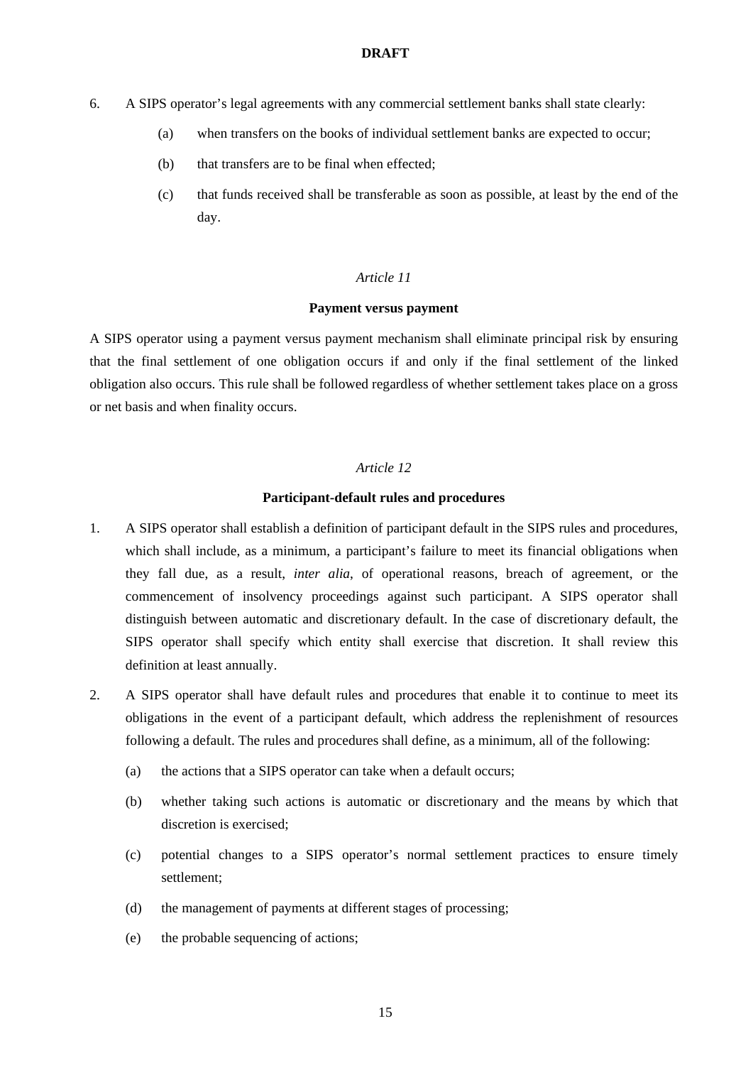6. A SIPS operator's legal agreements with any commercial settlement banks shall state clearly:

   (a) when transfers on the books of individual settlement banks are expected to occur;

   (b) that transfers are to be final when effected;

   (c) that funds received shall be transferable as soon as possible, at least by the end of the day.

*Article 11*

**Payment versus payment**

A SIPS operator using a payment versus payment mechanism shall eliminate principal risk by ensuring that the final settlement of one obligation occurs if and only if the final settlement of the linked obligation also occurs. This rule shall be followed regardless of whether settlement takes place on a gross or net basis and when finality occurs.

*Article 12*

**Participant-default rules and procedures**

1. A SIPS operator shall establish a definition of participant default in the SIPS rules and procedures, which shall include, as a minimum, a participant's failure to meet its financial obligations when they fall due, as a result, *inter alia*, of operational reasons, breach of agreement, or the commencement of insolvency proceedings against such participant. A SIPS operator shall distinguish between automatic and discretionary default. In the case of discretionary default, the SIPS operator shall specify which entity shall exercise that discretion. It shall review this definition at least annually.

2. A SIPS operator shall have default rules and procedures that enable it to continue to meet its obligations in the event of a participant default, which address the replenishment of resources following a default. The rules and procedures shall define, as a minimum, all of the following:

   (a) the actions that a SIPS operator can take when a default occurs;

   (b) whether taking such actions is automatic or discretionary and the means by which that discretion is exercised;

   (c) potential changes to a SIPS operator's normal settlement practices to ensure timely settlement;

   (d) the management of payments at different stages of processing;

   (e) the probable sequencing of actions;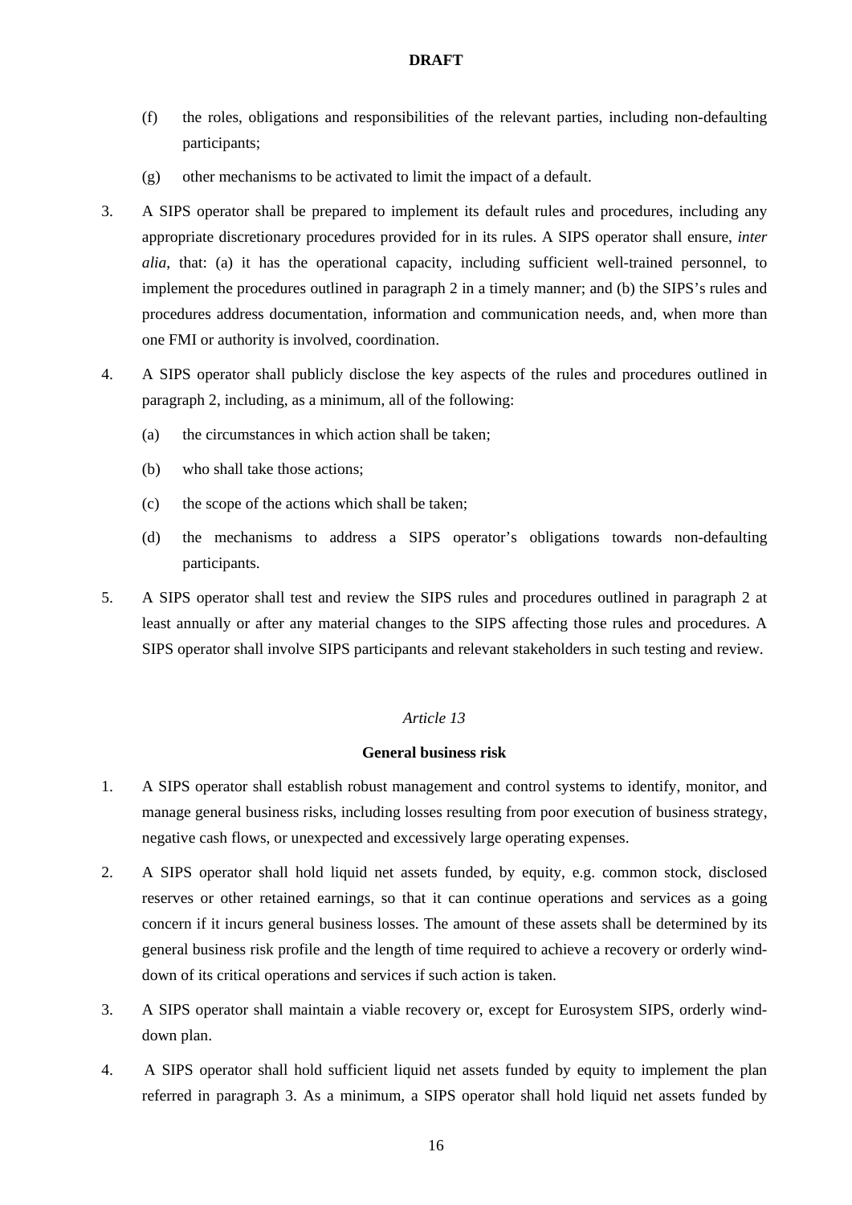(f) the roles, obligations and responsibilities of the relevant parties, including non-defaulting participants;

(g) other mechanisms to be activated to limit the impact of a default.

3. A SIPS operator shall be prepared to implement its default rules and procedures, including any appropriate discretionary procedures provided for in its rules. A SIPS operator shall ensure, *inter alia*, that: (a) it has the operational capacity, including sufficient well-trained personnel, to implement the procedures outlined in paragraph 2 in a timely manner; and (b) the SIPS's rules and procedures address documentation, information and communication needs, and, when more than one FMI or authority is involved, coordination.

4. A SIPS operator shall publicly disclose the key aspects of the rules and procedures outlined in paragraph 2, including, as a minimum, all of the following:

   (a) the circumstances in which action shall be taken;

   (b) who shall take those actions;

   (c) the scope of the actions which shall be taken;

   (d) the mechanisms to address a SIPS operator's obligations towards non-defaulting participants.

5. A SIPS operator shall test and review the SIPS rules and procedures outlined in paragraph 2 at least annually or after any material changes to the SIPS affecting those rules and procedures. A SIPS operator shall involve SIPS participants and relevant stakeholders in such testing and review.

*Article 13*

**General business risk**

1. A SIPS operator shall establish robust management and control systems to identify, monitor, and manage general business risks, including losses resulting from poor execution of business strategy, negative cash flows, or unexpected and excessively large operating expenses.

2. A SIPS operator shall hold liquid net assets funded, by equity, e.g. common stock, disclosed reserves or other retained earnings, so that it can continue operations and services as a going concern if it incurs general business losses. The amount of these assets shall be determined by its general business risk profile and the length of time required to achieve a recovery or orderly wind-down of its critical operations and services if such action is taken.

3. A SIPS operator shall maintain a viable recovery or, except for Eurosystem SIPS, orderly wind-down plan.

4. A SIPS operator shall hold sufficient liquid net assets funded by equity to implement the plan referred in paragraph 3. As a minimum, a SIPS operator shall hold liquid net assets funded by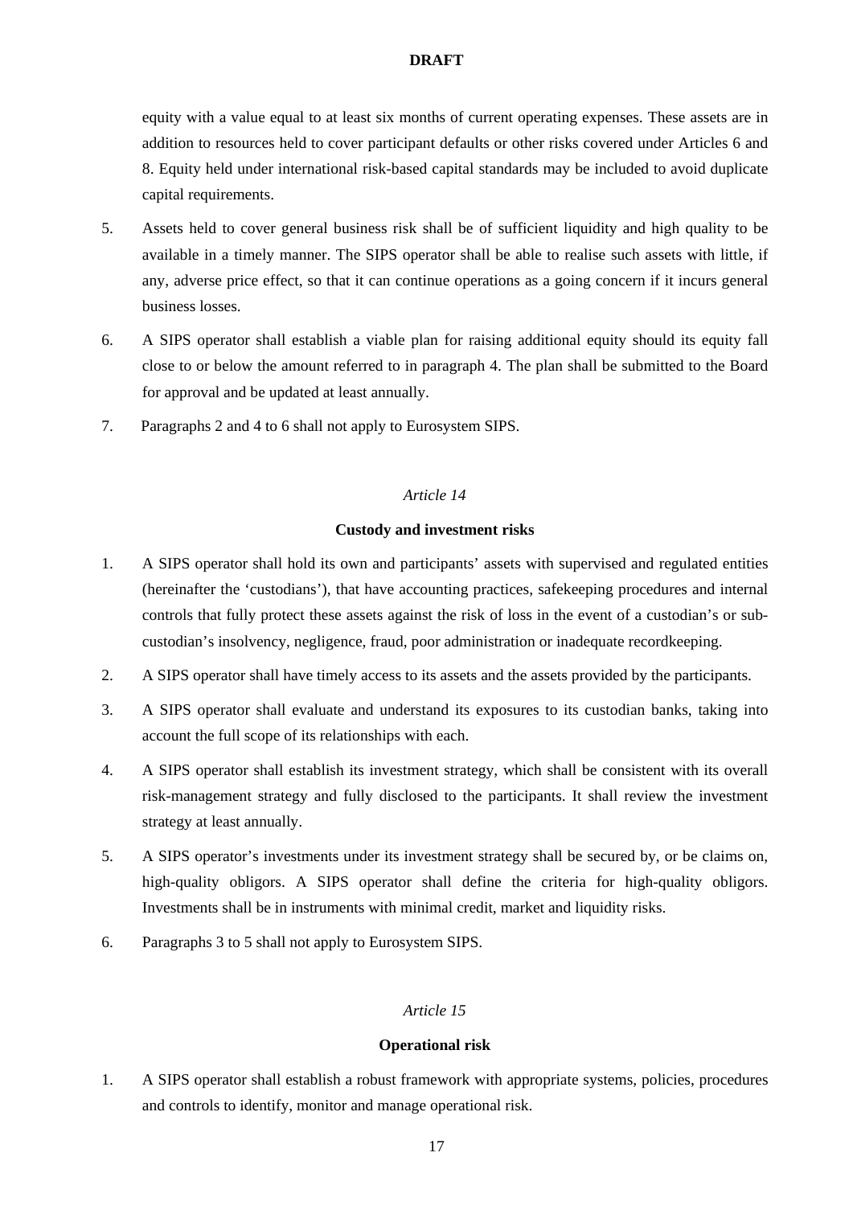equity with a value equal to at least six months of current operating expenses. These assets are in addition to resources held to cover participant defaults or other risks covered under Articles 6 and 8. Equity held under international risk-based capital standards may be included to avoid duplicate capital requirements.

5. Assets held to cover general business risk shall be of sufficient liquidity and high quality to be available in a timely manner. The SIPS operator shall be able to realise such assets with little, if any, adverse price effect, so that it can continue operations as a going concern if it incurs general business losses.

6. A SIPS operator shall establish a viable plan for raising additional equity should its equity fall close to or below the amount referred to in paragraph 4. The plan shall be submitted to the Board for approval and be updated at least annually.

7. Paragraphs 2 and 4 to 6 shall not apply to Eurosystem SIPS.

*Article 14*

**Custody and investment risks**

1. A SIPS operator shall hold its own and participants' assets with supervised and regulated entities (hereinafter the 'custodians'), that have accounting practices, safekeeping procedures and internal controls that fully protect these assets against the risk of loss in the event of a custodian's or sub-custodian's insolvency, negligence, fraud, poor administration or inadequate recordkeeping.

2. A SIPS operator shall have timely access to its assets and the assets provided by the participants.

3. A SIPS operator shall evaluate and understand its exposures to its custodian banks, taking into account the full scope of its relationships with each.

4. A SIPS operator shall establish its investment strategy, which shall be consistent with its overall risk-management strategy and fully disclosed to the participants. It shall review the investment strategy at least annually.

5. A SIPS operator's investments under its investment strategy shall be secured by, or be claims on, high-quality obligors. A SIPS operator shall define the criteria for high-quality obligors. Investments shall be in instruments with minimal credit, market and liquidity risks.

6. Paragraphs 3 to 5 shall not apply to Eurosystem SIPS.

*Article 15*

**Operational risk**

1. A SIPS operator shall establish a robust framework with appropriate systems, policies, procedures and controls to identify, monitor and manage operational risk.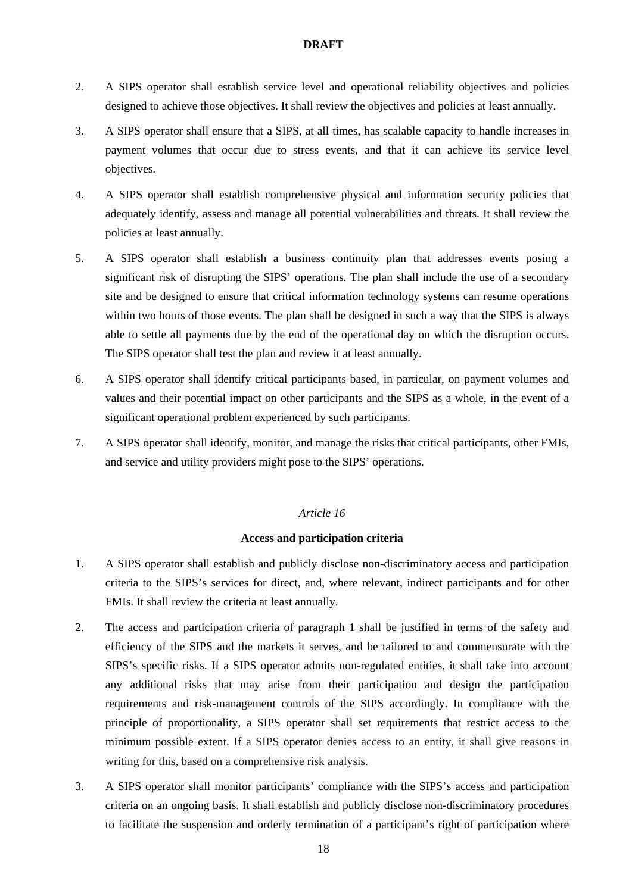2. A SIPS operator shall establish service level and operational reliability objectives and policies designed to achieve those objectives. It shall review the objectives and policies at least annually.

3. A SIPS operator shall ensure that a SIPS, at all times, has scalable capacity to handle increases in payment volumes that occur due to stress events, and that it can achieve its service level objectives.

4. A SIPS operator shall establish comprehensive physical and information security policies that adequately identify, assess and manage all potential vulnerabilities and threats. It shall review the policies at least annually.

5. A SIPS operator shall establish a business continuity plan that addresses events posing a significant risk of disrupting the SIPS' operations. The plan shall include the use of a secondary site and be designed to ensure that critical information technology systems can resume operations within two hours of those events. The plan shall be designed in such a way that the SIPS is always able to settle all payments due by the end of the operational day on which the disruption occurs. The SIPS operator shall test the plan and review it at least annually.

6. A SIPS operator shall identify critical participants based, in particular, on payment volumes and values and their potential impact on other participants and the SIPS as a whole, in the event of a significant operational problem experienced by such participants.

7. A SIPS operator shall identify, monitor, and manage the risks that critical participants, other FMIs, and service and utility providers might pose to the SIPS' operations.

*Article 16*

**Access and participation criteria**

1. A SIPS operator shall establish and publicly disclose non-discriminatory access and participation criteria to the SIPS's services for direct, and, where relevant, indirect participants and for other FMIs. It shall review the criteria at least annually.

2. The access and participation criteria of paragraph 1 shall be justified in terms of the safety and efficiency of the SIPS and the markets it serves, and be tailored to and commensurate with the SIPS's specific risks. If a SIPS operator admits non-regulated entities, it shall take into account any additional risks that may arise from their participation and design the participation requirements and risk-management controls of the SIPS accordingly. In compliance with the principle of proportionality, a SIPS operator shall set requirements that restrict access to the minimum possible extent. If a SIPS operator denies access to an entity, it shall give reasons in writing for this, based on a comprehensive risk analysis.

3. A SIPS operator shall monitor participants' compliance with the SIPS's access and participation criteria on an ongoing basis. It shall establish and publicly disclose non-discriminatory procedures to facilitate the suspension and orderly termination of a participant's right of participation where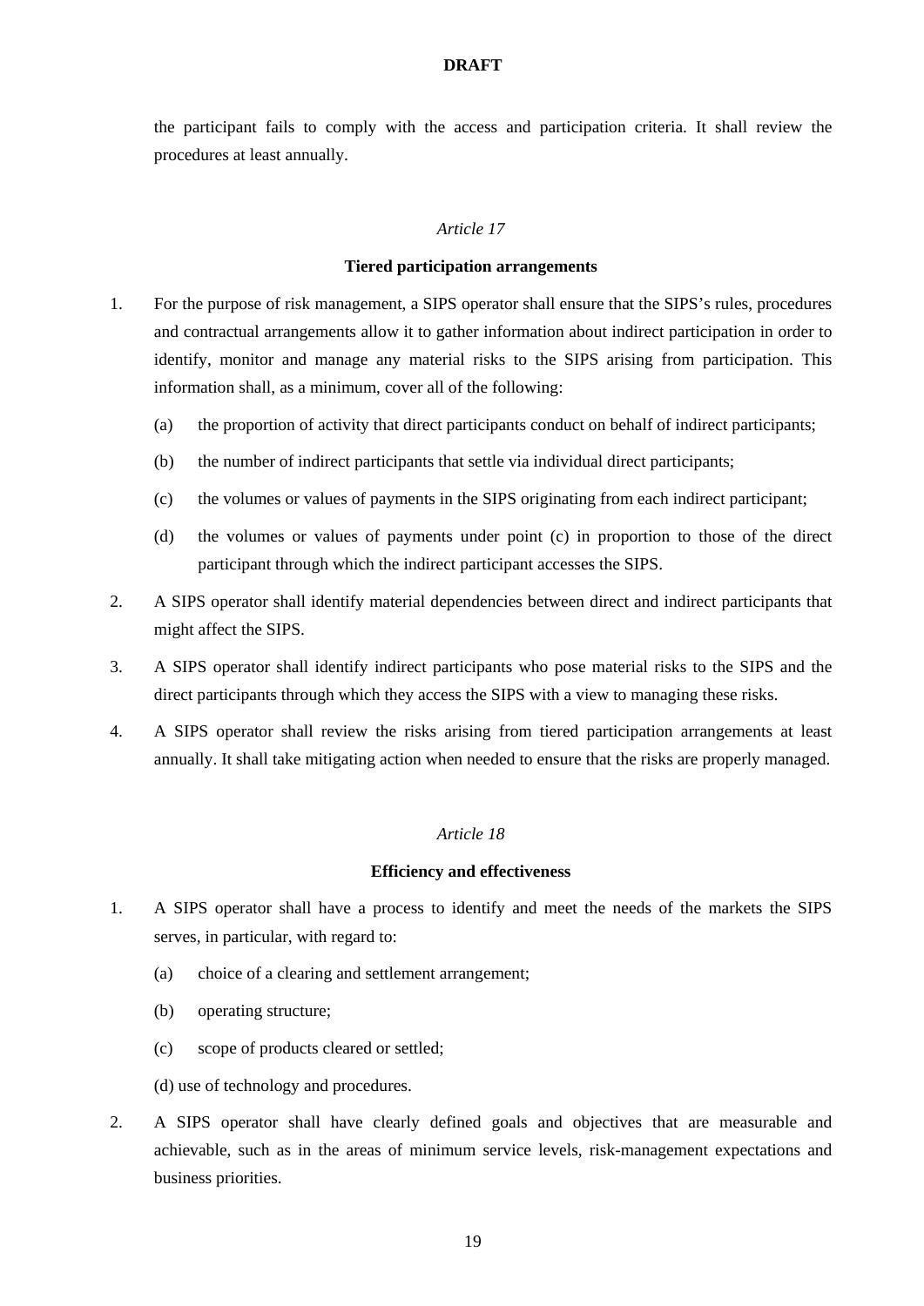the participant fails to comply with the access and participation criteria. It shall review the procedures at least annually.

*Article 17*

**Tiered participation arrangements**

1. For the purpose of risk management, a SIPS operator shall ensure that the SIPS's rules, procedures and contractual arrangements allow it to gather information about indirect participation in order to identify, monitor and manage any material risks to the SIPS arising from participation. This information shall, as a minimum, cover all of the following:

   (a) the proportion of activity that direct participants conduct on behalf of indirect participants;

   (b) the number of indirect participants that settle via individual direct participants;

   (c) the volumes or values of payments in the SIPS originating from each indirect participant;

   (d) the volumes or values of payments under point (c) in proportion to those of the direct participant through which the indirect participant accesses the SIPS.

2. A SIPS operator shall identify material dependencies between direct and indirect participants that might affect the SIPS.

3. A SIPS operator shall identify indirect participants who pose material risks to the SIPS and the direct participants through which they access the SIPS with a view to managing these risks.

4. A SIPS operator shall review the risks arising from tiered participation arrangements at least annually. It shall take mitigating action when needed to ensure that the risks are properly managed.

*Article 18*

**Efficiency and effectiveness**

1. A SIPS operator shall have a process to identify and meet the needs of the markets the SIPS serves, in particular, with regard to:

   (a) choice of a clearing and settlement arrangement;

   (b) operating structure;

   (c) scope of products cleared or settled;

   (d) use of technology and procedures.

2. A SIPS operator shall have clearly defined goals and objectives that are measurable and achievable, such as in the areas of minimum service levels, risk-management expectations and business priorities.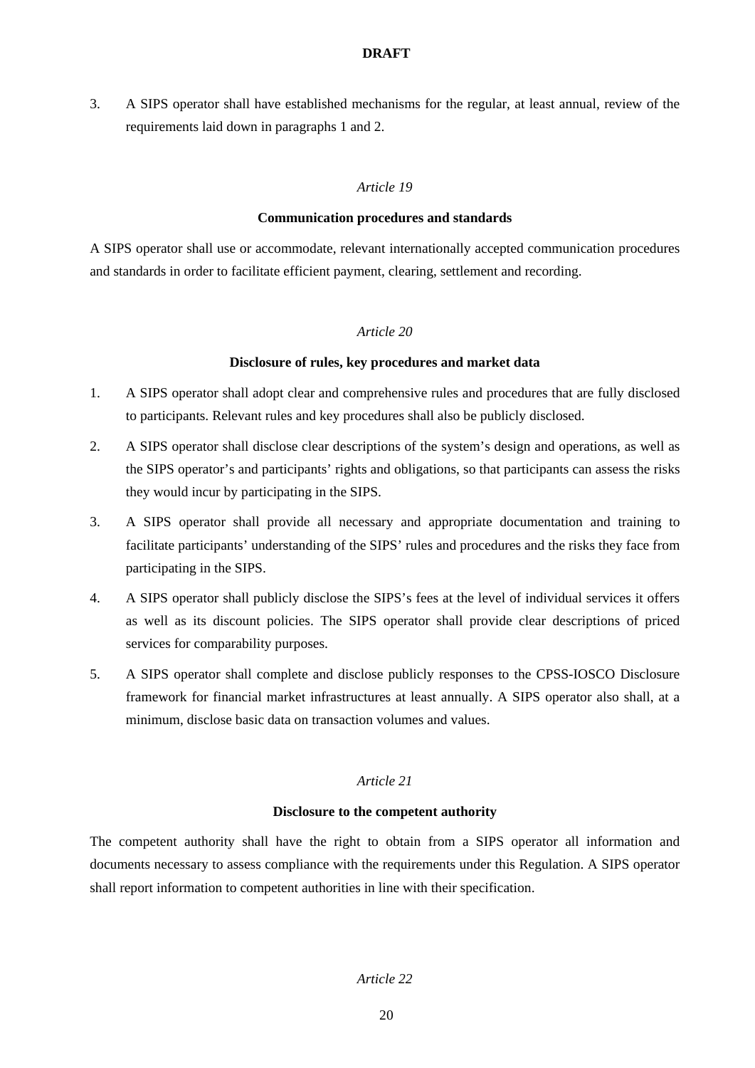3. A SIPS operator shall have established mechanisms for the regular, at least annual, review of the requirements laid down in paragraphs 1 and 2.

*Article 19*

**Communication procedures and standards**

A SIPS operator shall use or accommodate, relevant internationally accepted communication procedures and standards in order to facilitate efficient payment, clearing, settlement and recording.

*Article 20*

**Disclosure of rules, key procedures and market data**

1. A SIPS operator shall adopt clear and comprehensive rules and procedures that are fully disclosed to participants. Relevant rules and key procedures shall also be publicly disclosed.
2. A SIPS operator shall disclose clear descriptions of the system's design and operations, as well as the SIPS operator's and participants' rights and obligations, so that participants can assess the risks they would incur by participating in the SIPS.
3. A SIPS operator shall provide all necessary and appropriate documentation and training to facilitate participants' understanding of the SIPS' rules and procedures and the risks they face from participating in the SIPS.
4. A SIPS operator shall publicly disclose the SIPS's fees at the level of individual services it offers as well as its discount policies. The SIPS operator shall provide clear descriptions of priced services for comparability purposes.
5. A SIPS operator shall complete and disclose publicly responses to the CPSS-IOSCO Disclosure framework for financial market infrastructures at least annually. A SIPS operator also shall, at a minimum, disclose basic data on transaction volumes and values.

*Article 21*

**Disclosure to the competent authority**

The competent authority shall have the right to obtain from a SIPS operator all information and documents necessary to assess compliance with the requirements under this Regulation. A SIPS operator shall report information to competent authorities in line with their specification.

*Article 22*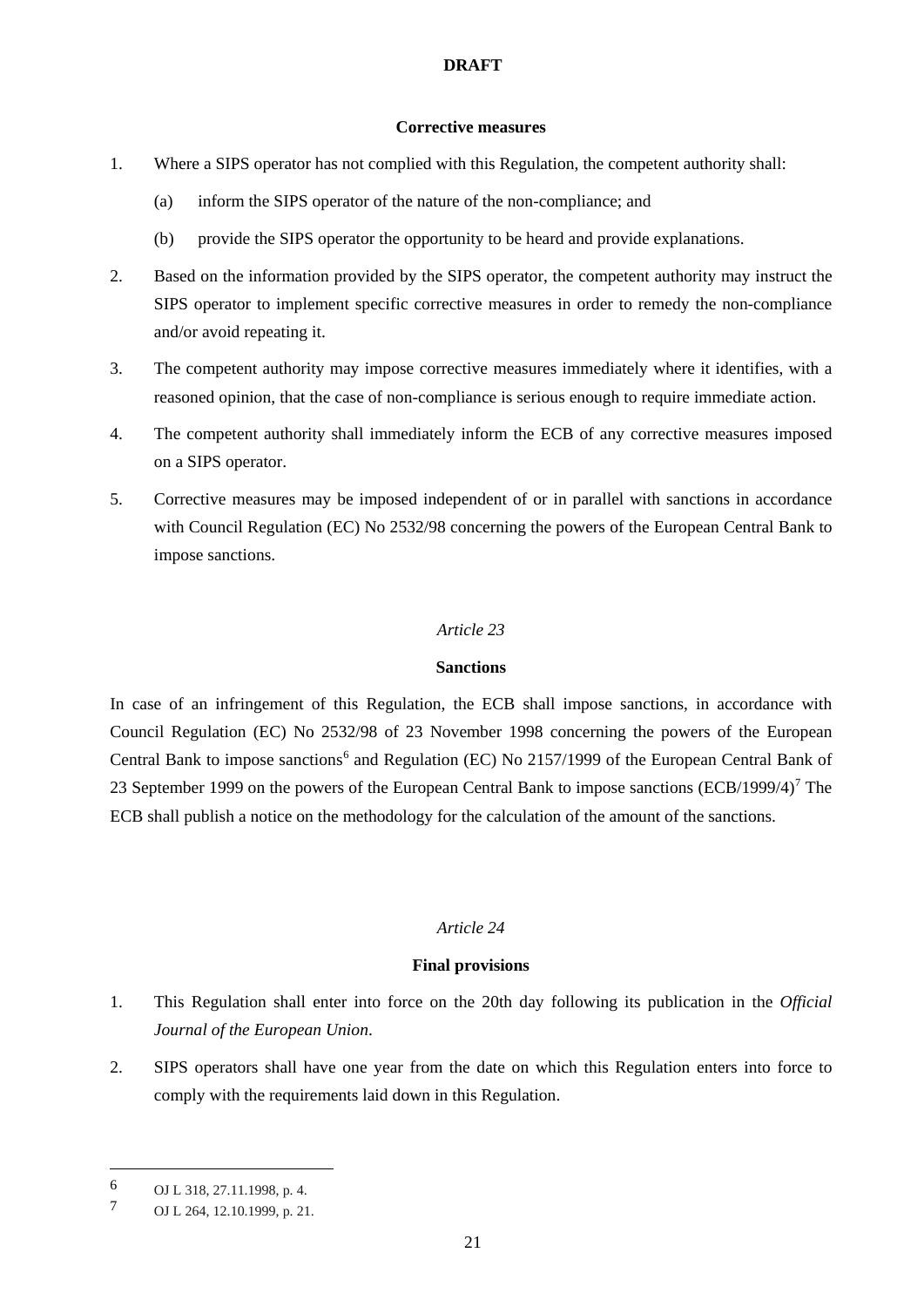**DRAFT**

**Corrective measures**

1. Where a SIPS operator has not complied with this Regulation, the competent authority shall:

   (a) inform the SIPS operator of the nature of the non-compliance; and

   (b) provide the SIPS operator the opportunity to be heard and provide explanations.

2. Based on the information provided by the SIPS operator, the competent authority may instruct the SIPS operator to implement specific corrective measures in order to remedy the non-compliance and/or avoid repeating it.

3. The competent authority may impose corrective measures immediately where it identifies, with a reasoned opinion, that the case of non-compliance is serious enough to require immediate action.

4. The competent authority shall immediately inform the ECB of any corrective measures imposed on a SIPS operator.

5. Corrective measures may be imposed independent of or in parallel with sanctions in accordance with Council Regulation (EC) No 2532/98 concerning the powers of the European Central Bank to impose sanctions.

*Article 23*

**Sanctions**

In case of an infringement of this Regulation, the ECB shall impose sanctions, in accordance with Council Regulation (EC) No 2532/98 of 23 November 1998 concerning the powers of the European Central Bank to impose sanctions[6] and Regulation (EC) No 2157/1999 of the European Central Bank of 23 September 1999 on the powers of the European Central Bank to impose sanctions (ECB/1999/4)[7] The ECB shall publish a notice on the methodology for the calculation of the amount of the sanctions.

*Article 24*

**Final provisions**

1. This Regulation shall enter into force on the 20th day following its publication in the *Official Journal of the European Union*.

2. SIPS operators shall have one year from the date on which this Regulation enters into force to comply with the requirements laid down in this Regulation.

---

6 OJ L 318, 27.11.1998, p. 4.

7 OJ L 264, 12.10.1999, p. 21.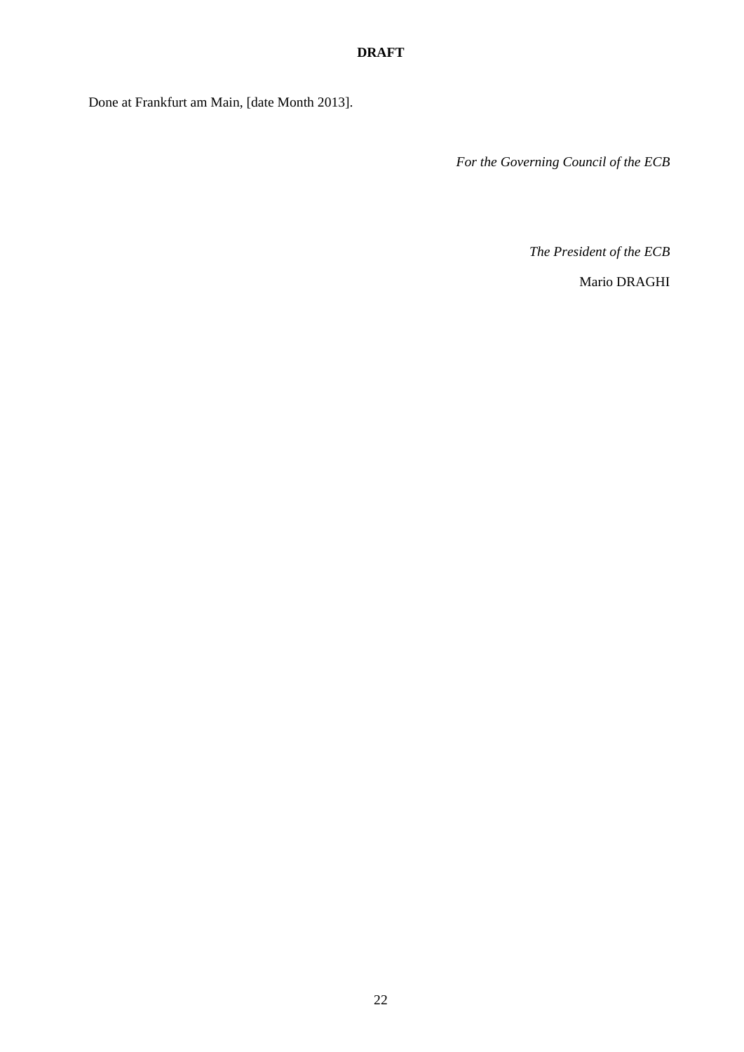**DRAFT**

Done at Frankfurt am Main, [date Month 2013].

*For the Governing Council of the ECB*

*The President of the ECB*

Mario DRAGHI